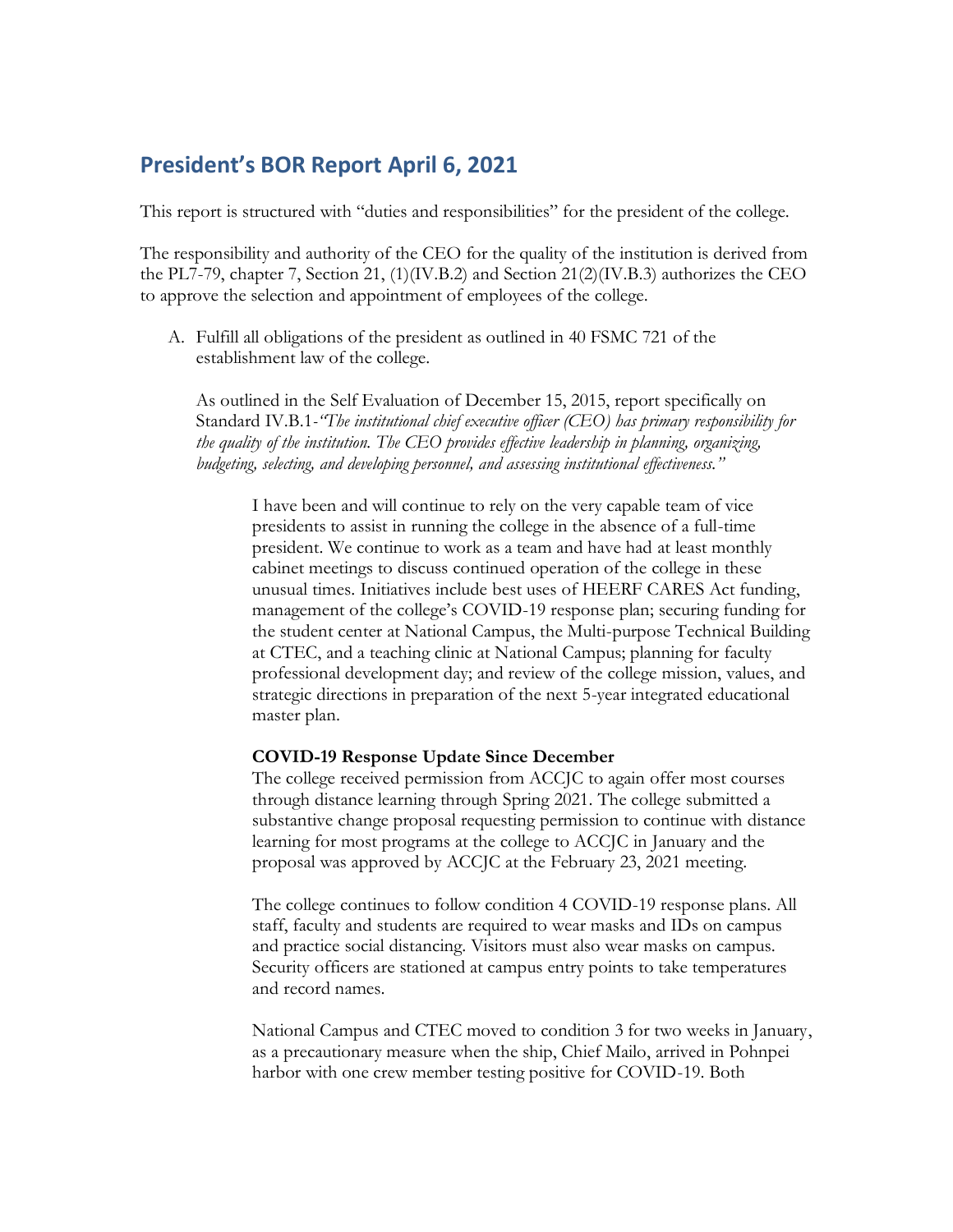# President's BOR Report April 6, 2021

This report is structured with "duties and responsibilities" for the president of the college.

The responsibility and authority of the CEO for the quality of the institution is derived from the PL7-79, chapter 7, Section 21, (1)(IV.B.2) and Section 21(2)(IV.B.3) authorizes the CEO to approve the selection and appointment of employees of the college.

A. Fulfill all obligations of the president as outlined in 40 FSMC 721 of the establishment law of the college.

   As outlined in the Self Evaluation of December 15, 2015, report specifically on Standard IV.B.1-*"The institutional chief executive officer (CEO) has primary responsibility for the quality of the institution. The CEO provides effective leadership in planning, organizing, budgeting, selecting, and developing personnel, and assessing institutional effectiveness."*

   I have been and will continue to rely on the very capable team of vice presidents to assist in running the college in the absence of a full-time president. We continue to work as a team and have had at least monthly cabinet meetings to discuss continued operation of the college in these unusual times. Initiatives include best uses of HEERF CARES Act funding, management of the college's COVID-19 response plan; securing funding for the student center at National Campus, the Multi-purpose Technical Building at CTEC, and a teaching clinic at National Campus; planning for faculty professional development day; and review of the college mission, values, and strategic directions in preparation of the next 5-year integrated educational master plan.

   **COVID-19 Response Update Since December**

   The college received permission from ACCJC to again offer most courses through distance learning through Spring 2021. The college submitted a substantive change proposal requesting permission to continue with distance learning for most programs at the college to ACCJC in January and the proposal was approved by ACCJC at the February 23, 2021 meeting.

   The college continues to follow condition 4 COVID-19 response plans. All staff, faculty and students are required to wear masks and IDs on campus and practice social distancing. Visitors must also wear masks on campus. Security officers are stationed at campus entry points to take temperatures and record names.

   National Campus and CTEC moved to condition 3 for two weeks in January, as a precautionary measure when the ship, Chief Mailo, arrived in Pohnpei harbor with one crew member testing positive for COVID-19. Both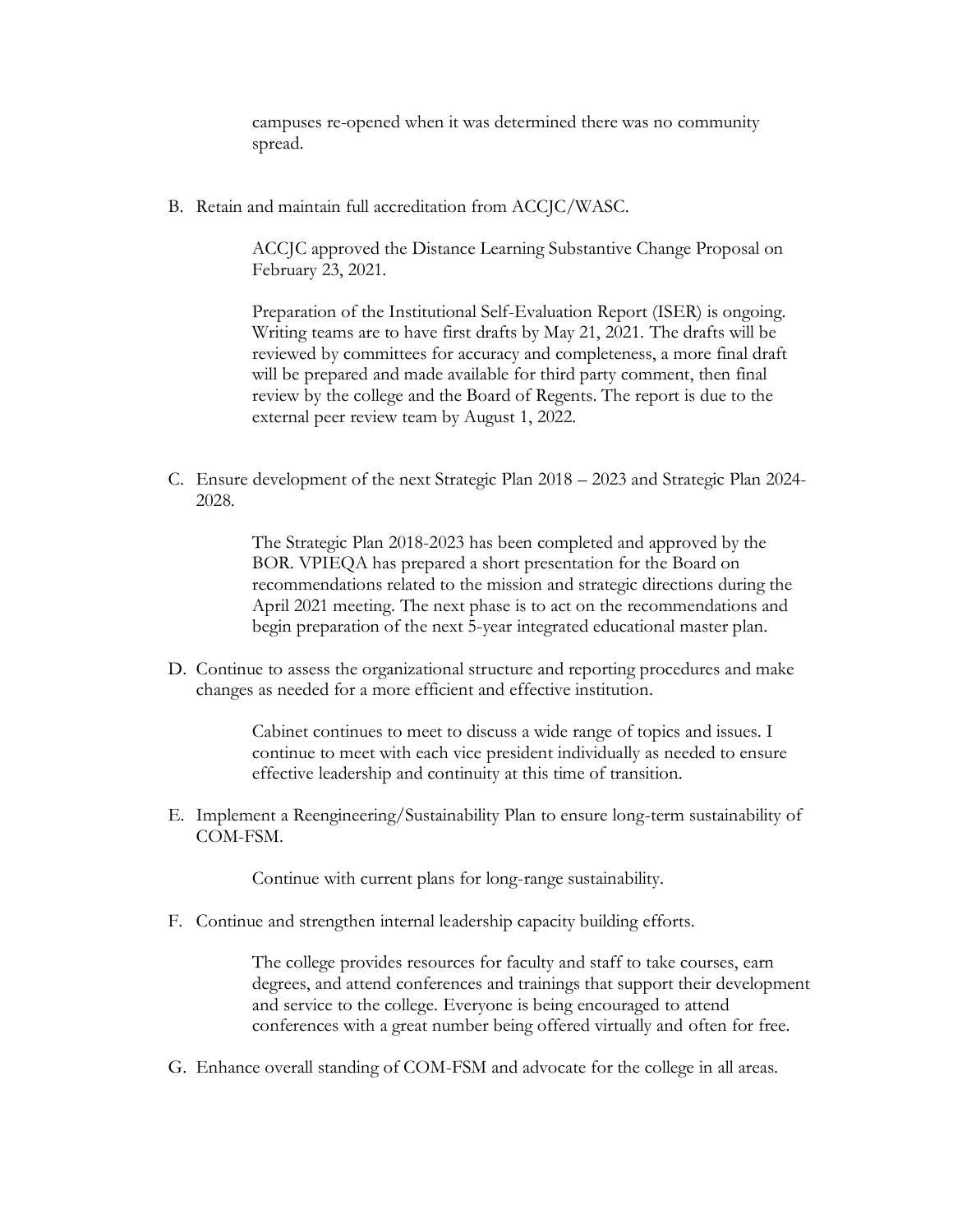campuses re-opened when it was determined there was no community spread.

B. Retain and maintain full accreditation from ACCJC/WASC.

   ACCJC approved the Distance Learning Substantive Change Proposal on February 23, 2021.

   Preparation of the Institutional Self-Evaluation Report (ISER) is ongoing. Writing teams are to have first drafts by May 21, 2021. The drafts will be reviewed by committees for accuracy and completeness, a more final draft will be prepared and made available for third party comment, then final review by the college and the Board of Regents. The report is due to the external peer review team by August 1, 2022.

C. Ensure development of the next Strategic Plan 2018 – 2023 and Strategic Plan 2024-2028.

   The Strategic Plan 2018-2023 has been completed and approved by the BOR. VPIEQA has prepared a short presentation for the Board on recommendations related to the mission and strategic directions during the April 2021 meeting. The next phase is to act on the recommendations and begin preparation of the next 5-year integrated educational master plan.

D. Continue to assess the organizational structure and reporting procedures and make changes as needed for a more efficient and effective institution.

   Cabinet continues to meet to discuss a wide range of topics and issues. I continue to meet with each vice president individually as needed to ensure effective leadership and continuity at this time of transition.

E. Implement a Reengineering/Sustainability Plan to ensure long-term sustainability of COM-FSM.

   Continue with current plans for long-range sustainability.

F. Continue and strengthen internal leadership capacity building efforts.

   The college provides resources for faculty and staff to take courses, earn degrees, and attend conferences and trainings that support their development and service to the college. Everyone is being encouraged to attend conferences with a great number being offered virtually and often for free.

G. Enhance overall standing of COM-FSM and advocate for the college in all areas.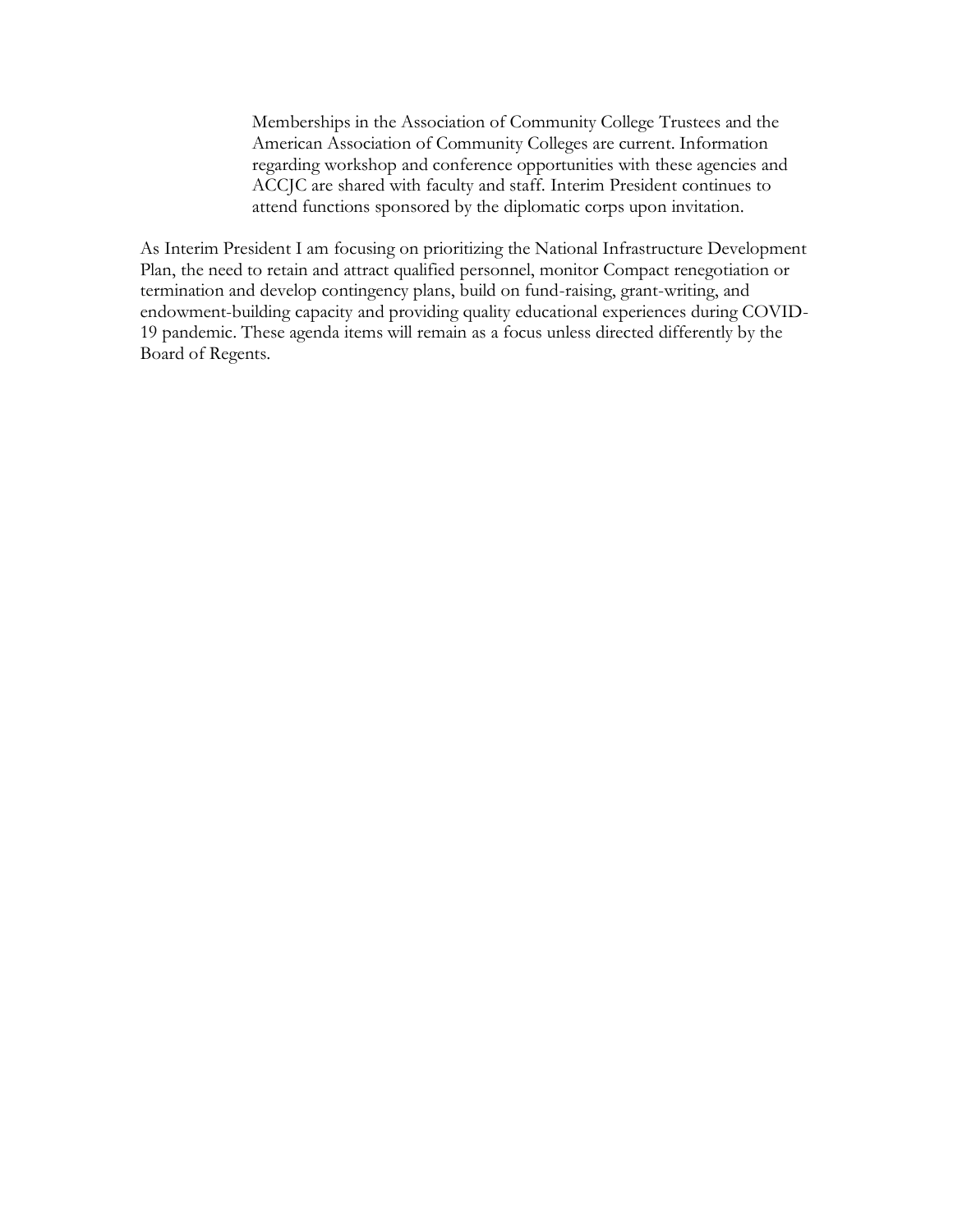Memberships in the Association of Community College Trustees and the American Association of Community Colleges are current. Information regarding workshop and conference opportunities with these agencies and ACCJC are shared with faculty and staff. Interim President continues to attend functions sponsored by the diplomatic corps upon invitation.

As Interim President I am focusing on prioritizing the National Infrastructure Development Plan, the need to retain and attract qualified personnel, monitor Compact renegotiation or termination and develop contingency plans, build on fund-raising, grant-writing, and endowment-building capacity and providing quality educational experiences during COVID-19 pandemic. These agenda items will remain as a focus unless directed differently by the Board of Regents.